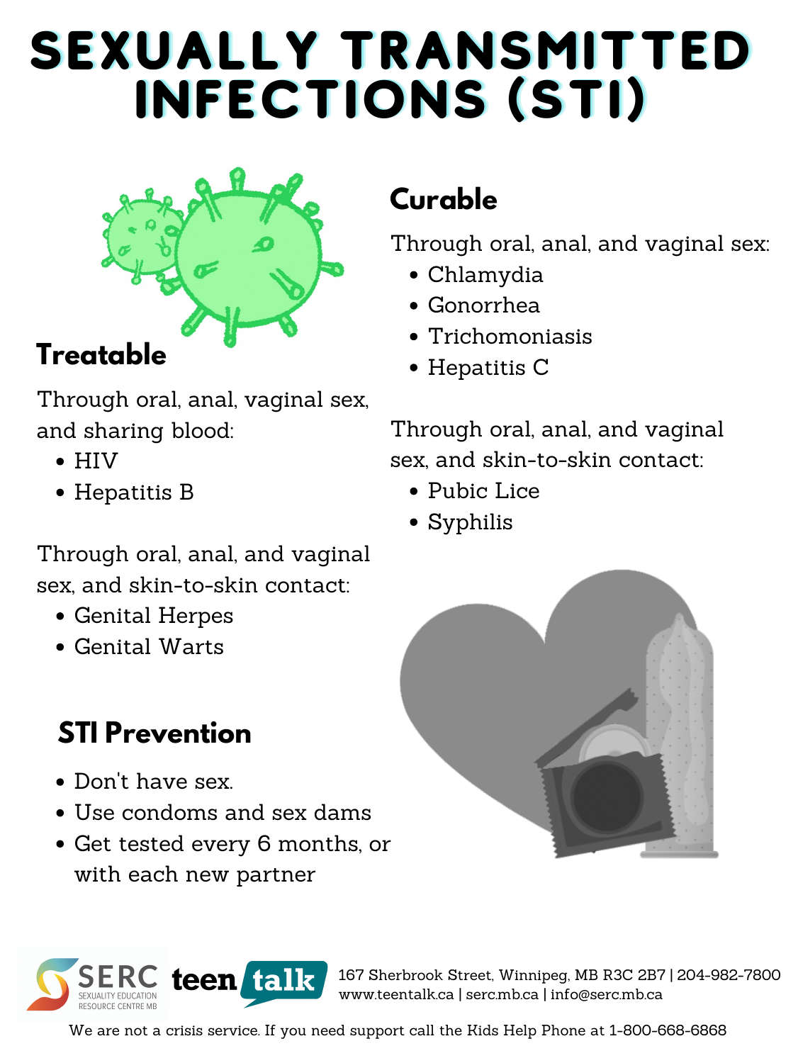# SEXUALLY TRANSMITTED INFECTIONS (STI)

## Treatable

Through oral, anal, vaginal sex, and sharing blood:

- HIV
- Hepatitis B

Through oral, anal, and vaginal sex, and skin-to-skin contact:

- Genital Herpes
- Genital Warts

## Curable

Through oral, anal, and vaginal sex:

- Chlamydia
- Gonorrhea
- Trichomoniasis
- Hepatitis C

Through oral, anal, and vaginal sex, and skin-to-skin contact:

- Pubic Lice
- Syphilis

## STI Prevention

- Don't have sex.
- Use condoms and sex dams
- Get tested every 6 months, or with each new partner

SERC SEXUALITY EDUCATION RESOURCE CENTRE MB | teen talk

167 Sherbrook Street, Winnipeg, MB R3C 2B7 | 204-982-7800
www.teentalk.ca | serc.mb.ca | info@serc.mb.ca

We are not a crisis service. If you need support call the Kids Help Phone at 1-800-668-6868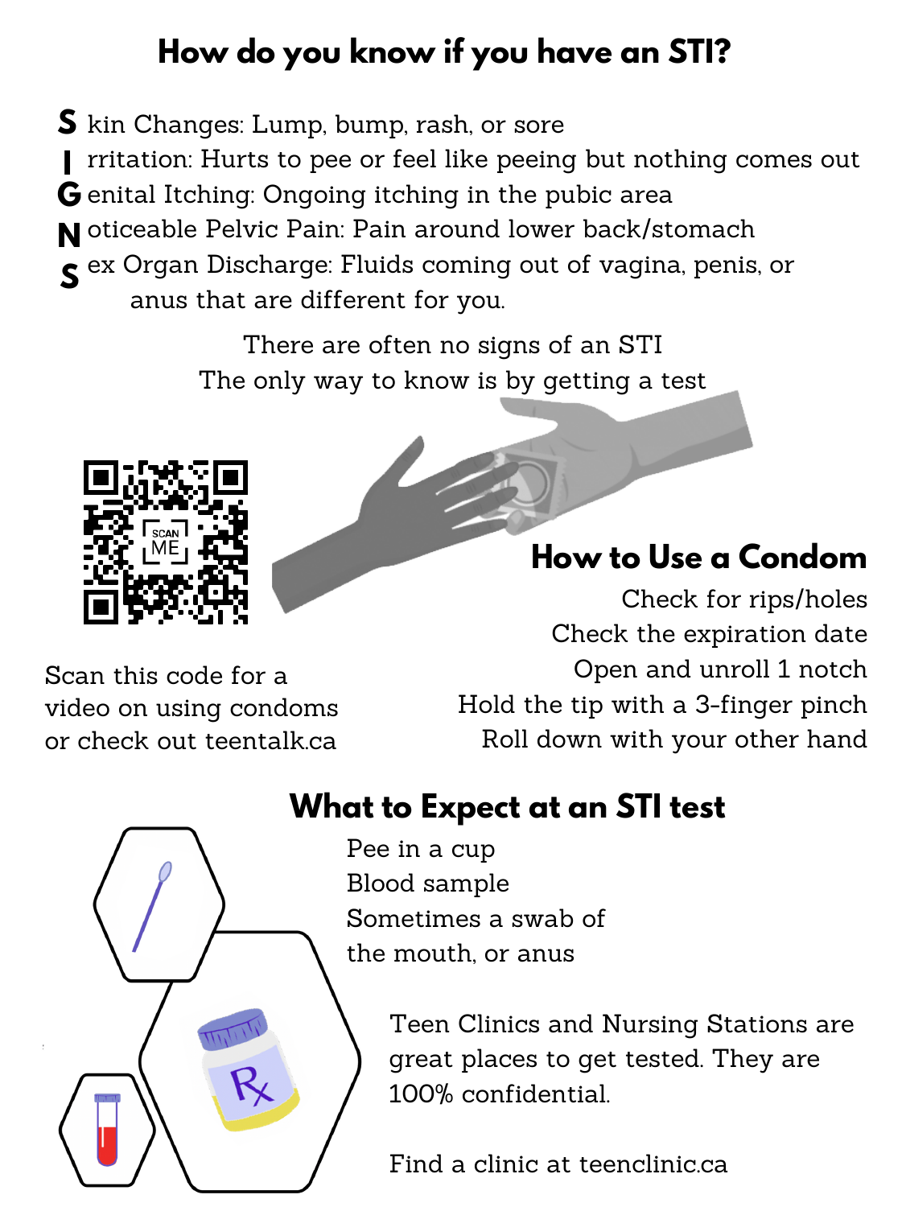# How do you know if you have an STI?

**S** kin Changes: Lump, bump, rash, or sore
**I** rritation: Hurts to pee or feel like peeing but nothing comes out
**G** enital Itching: Ongoing itching in the pubic area
**N** oticeable Pelvic Pain: Pain around lower back/stomach
**S** ex Organ Discharge: Fluids coming out of vagina, penis, or anus that are different for you.

There are often no signs of an STI
The only way to know is by getting a test

Scan this code for a video on using condoms or check out teentalk.ca

## How to Use a Condom

Check for rips/holes
Check the expiration date
Open and unroll 1 notch
Hold the tip with a 3-finger pinch
Roll down with your other hand

## What to Expect at an STI test

Pee in a cup
Blood sample
Sometimes a swab of the mouth, or anus

Teen Clinics and Nursing Stations are great places to get tested. They are 100% confidential.

Find a clinic at teenclinic.ca